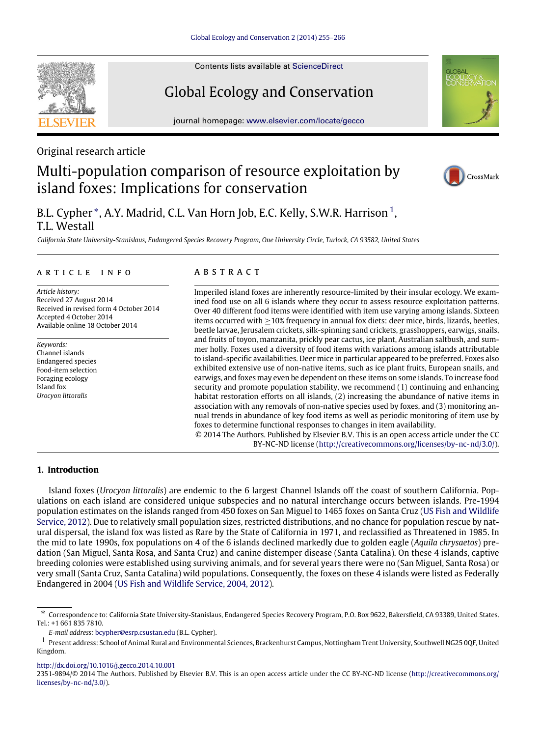Contents lists available at ScienceDirect

# Global Ecology and Conservation

journal homepage: www.elsevier.com/locate/gecco

Original research article

# Multi-population comparison of resource exploitation by island foxes: Implications for conservation

B.L. Cypher*, A.Y. Madrid, C.L. Van Horn Job, E.C. Kelly, S.W.R. Harrison[1], T.L. Westall

*California State University-Stanislaus, Endangered Species Recovery Program, One University Circle, Turlock, CA 93582, United States*

## ARTICLE INFO

*Article history:*
Received 27 August 2014
Received in revised form 4 October 2014
Accepted 4 October 2014
Available online 18 October 2014

*Keywords:*
Channel islands
Endangered species
Food-item selection
Foraging ecology
Island fox
*Urocyon littoralis*

## ABSTRACT

Imperiled island foxes are inherently resource-limited by their insular ecology. We examined food use on all 6 islands where they occur to assess resource exploitation patterns. Over 40 different food items were identified with item use varying among islands. Sixteen items occurred with $\geq$10% frequency in annual fox diets: deer mice, birds, lizards, beetles, beetle larvae, Jerusalem crickets, silk-spinning sand crickets, grasshoppers, earwigs, snails, and fruits of toyon, manzanita, prickly pear cactus, ice plant, Australian saltbush, and summer holly. Foxes used a diversity of food items with variations among islands attributable to island-specific availabilities. Deer mice in particular appeared to be preferred. Foxes also exhibited extensive use of non-native items, such as ice plant fruits, European snails, and earwigs, and foxes may even be dependent on these items on some islands. To increase food security and promote population stability, we recommend (1) continuing and enhancing habitat restoration efforts on all islands, (2) increasing the abundance of native items in association with any removals of non-native species used by foxes, and (3) monitoring annual trends in abundance of key food items as well as periodic monitoring of item use by foxes to determine functional responses to changes in item availability.

© 2014 The Authors. Published by Elsevier B.V. This is an open access article under the CC BY-NC-ND license (http://creativecommons.org/licenses/by-nc-nd/3.0/).

## 1. Introduction

Island foxes (*Urocyon littoralis*) are endemic to the 6 largest Channel Islands off the coast of southern California. Populations on each island are considered unique subspecies and no natural interchange occurs between islands. Pre-1994 population estimates on the islands ranged from 450 foxes on San Miguel to 1465 foxes on Santa Cruz (US Fish and Wildlife Service, 2012). Due to relatively small population sizes, restricted distributions, and no chance for population rescue by natural dispersal, the island fox was listed as Rare by the State of California in 1971, and reclassified as Threatened in 1985. In the mid to late 1990s, fox populations on 4 of the 6 islands declined markedly due to golden eagle (*Aquila chrysaetos*) predation (San Miguel, Santa Rosa, and Santa Cruz) and canine distemper disease (Santa Catalina). On these 4 islands, captive breeding colonies were established using surviving animals, and for several years there were no (San Miguel, Santa Rosa) or very small (Santa Cruz, Santa Catalina) wild populations. Consequently, the foxes on these 4 islands were listed as Federally Endangered in 2004 (US Fish and Wildlife Service, 2004, 2012).

* Correspondence to: California State University-Stanislaus, Endangered Species Recovery Program, P.O. Box 9622, Bakersfield, CA 93389, United States. Tel.: +1 661 835 7810.
*E-mail address:* bcypher@esrp.csustan.edu (B.L. Cypher).

[1] Present address: School of Animal Rural and Environmental Sciences, Brackenhurst Campus, Nottingham Trent University, Southwell NG25 0QF, United Kingdom.

http://dx.doi.org/10.1016/j.gecco.2014.10.001
2351-9894/© 2014 The Authors. Published by Elsevier B.V. This is an open access article under the CC BY-NC-ND license (http://creativecommons.org/licenses/by-nc-nd/3.0/).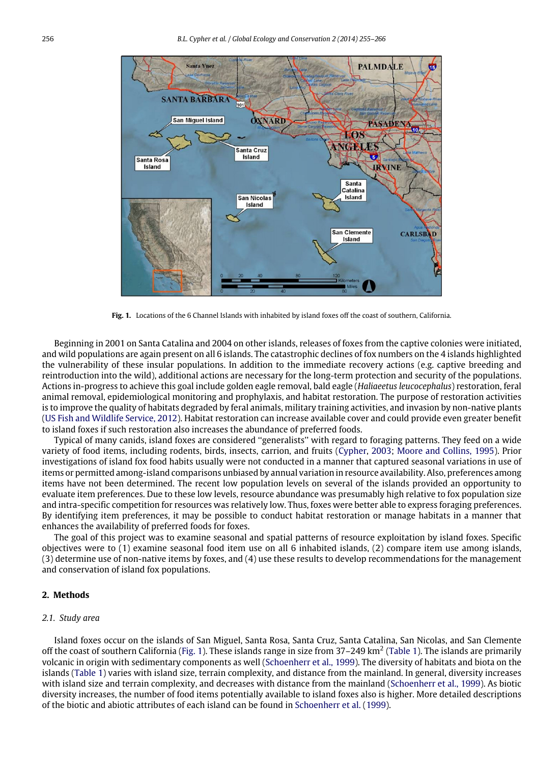**Fig. 1.** Locations of the 6 Channel Islands with inhabited by island foxes off the coast of southern, California.

Beginning in 2001 on Santa Catalina and 2004 on other islands, releases of foxes from the captive colonies were initiated, and wild populations are again present on all 6 islands. The catastrophic declines of fox numbers on the 4 islands highlighted the vulnerability of these insular populations. In addition to the immediate recovery actions (e.g. captive breeding and reintroduction into the wild), additional actions are necessary for the long-term protection and security of the populations. Actions in-progress to achieve this goal include golden eagle removal, bald eagle (*Haliaeetus leucocephalus*) restoration, feral animal removal, epidemiological monitoring and prophylaxis, and habitat restoration. The purpose of restoration activities is to improve the quality of habitats degraded by feral animals, military training activities, and invasion by non-native plants (US Fish and Wildlife Service, 2012). Habitat restoration can increase available cover and could provide even greater benefit to island foxes if such restoration also increases the abundance of preferred foods.

Typical of many canids, island foxes are considered "generalists" with regard to foraging patterns. They feed on a wide variety of food items, including rodents, birds, insects, carrion, and fruits (Cypher, 2003; Moore and Collins, 1995). Prior investigations of island fox food habits usually were not conducted in a manner that captured seasonal variations in use of items or permitted among-island comparisons unbiased by annual variation in resource availability. Also, preferences among items have not been determined. The recent low population levels on several of the islands provided an opportunity to evaluate item preferences. Due to these low levels, resource abundance was presumably high relative to fox population size and intra-specific competition for resources was relatively low. Thus, foxes were better able to express foraging preferences. By identifying item preferences, it may be possible to conduct habitat restoration or manage habitats in a manner that enhances the availability of preferred foods for foxes.

The goal of this project was to examine seasonal and spatial patterns of resource exploitation by island foxes. Specific objectives were to (1) examine seasonal food item use on all 6 inhabited islands, (2) compare item use among islands, (3) determine use of non-native items by foxes, and (4) use these results to develop recommendations for the management and conservation of island fox populations.

## 2. Methods

### 2.1. Study area

Island foxes occur on the islands of San Miguel, Santa Rosa, Santa Cruz, Santa Catalina, San Nicolas, and San Clemente off the coast of southern California (Fig. 1). These islands range in size from 37–249 km$^2$ (Table 1). The islands are primarily volcanic in origin with sedimentary components as well (Schoenherr et al., 1999). The diversity of habitats and biota on the islands (Table 1) varies with island size, terrain complexity, and distance from the mainland. In general, diversity increases with island size and terrain complexity, and decreases with distance from the mainland (Schoenherr et al., 1999). As biotic diversity increases, the number of food items potentially available to island foxes also is higher. More detailed descriptions of the biotic and abiotic attributes of each island can be found in Schoenherr et al. (1999).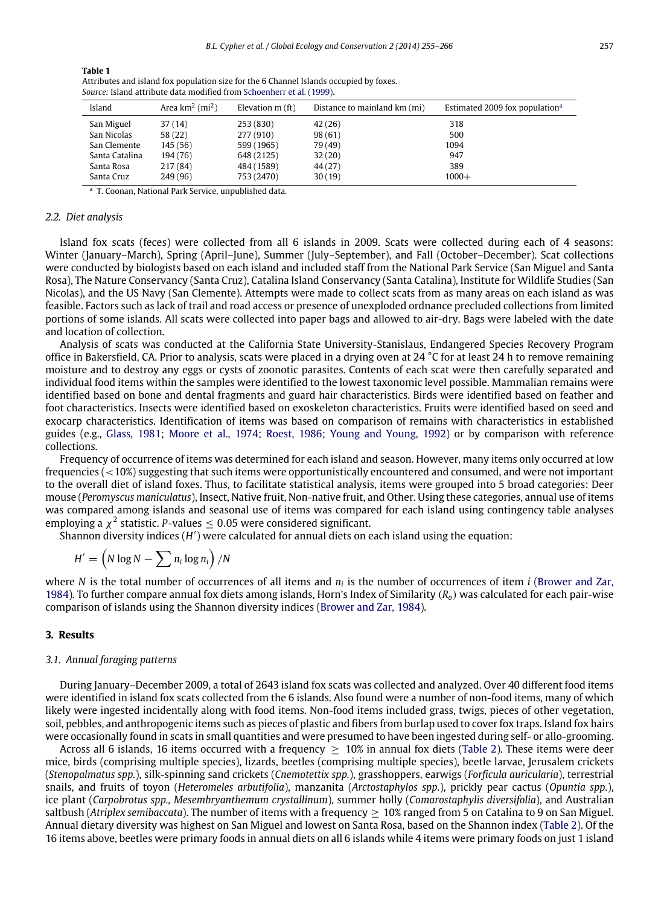**Table 1**
Attributes and island fox population size for the 6 Channel Islands occupied by foxes.
*Source:* Island attribute data modified from Schoenherr et al. (1999).

| Island | Area km$^2$ (mi$^2$) | Elevation m (ft) | Distance to mainland km (mi) | Estimated 2009 fox population[a] |
|---|---|---|---|---|
| San Miguel | 37 (14) | 253 (830) | 42 (26) | 318 |
| San Nicolas | 58 (22) | 277 (910) | 98 (61) | 500 |
| San Clemente | 145 (56) | 599 (1965) | 79 (49) | 1094 |
| Santa Catalina | 194 (76) | 648 (2125) | 32 (20) | 947 |
| Santa Rosa | 217 (84) | 484 (1589) | 44 (27) | 389 |
| Santa Cruz | 249 (96) | 753 (2470) | 30 (19) | 1000+ |

[a] T. Coonan, National Park Service, unpublished data.

### 2.2. Diet analysis

Island fox scats (feces) were collected from all 6 islands in 2009. Scats were collected during each of 4 seasons: Winter (January–March), Spring (April–June), Summer (July–September), and Fall (October–December). Scat collections were conducted by biologists based on each island and included staff from the National Park Service (San Miguel and Santa Rosa), The Nature Conservancy (Santa Cruz), Catalina Island Conservancy (Santa Catalina), Institute for Wildlife Studies (San Nicolas), and the US Navy (San Clemente). Attempts were made to collect scats from as many areas on each island as was feasible. Factors such as lack of trail and road access or presence of unexploded ordnance precluded collections from limited portions of some islands. All scats were collected into paper bags and allowed to air-dry. Bags were labeled with the date and location of collection.

Analysis of scats was conducted at the California State University-Stanislaus, Endangered Species Recovery Program office in Bakersfield, CA. Prior to analysis, scats were placed in a drying oven at 24 °C for at least 24 h to remove remaining moisture and to destroy any eggs or cysts of zoonotic parasites. Contents of each scat were then carefully separated and individual food items within the samples were identified to the lowest taxonomic level possible. Mammalian remains were identified based on bone and dental fragments and guard hair characteristics. Birds were identified based on feather and foot characteristics. Insects were identified based on exoskeleton characteristics. Fruits were identified based on seed and exocarp characteristics. Identification of items was based on comparison of remains with characteristics in established guides (e.g., Glass, 1981; Moore et al., 1974; Roest, 1986; Young and Young, 1992) or by comparison with reference collections.

Frequency of occurrence of items was determined for each island and season. However, many items only occurred at low frequencies (<10%) suggesting that such items were opportunistically encountered and consumed, and were not important to the overall diet of island foxes. Thus, to facilitate statistical analysis, items were grouped into 5 broad categories: Deer mouse (*Peromyscus maniculatus*), Insect, Native fruit, Non-native fruit, and Other. Using these categories, annual use of items was compared among islands and seasonal use of items was compared for each island using contingency table analyses employing a $\chi^2$ statistic. *P*-values $\leq 0.05$ were considered significant.

Shannon diversity indices ($H'$) were calculated for annual diets on each island using the equation:

$$H' = \left(N \log N - \sum n_i \log n_i\right) / N$$

where $N$ is the total number of occurrences of all items and $n_i$ is the number of occurrences of item $i$ (Brower and Zar, 1984). To further compare annual fox diets among islands, Horn's Index of Similarity ($R_o$) was calculated for each pair-wise comparison of islands using the Shannon diversity indices (Brower and Zar, 1984).

## 3. Results

### 3.1. Annual foraging patterns

During January–December 2009, a total of 2643 island fox scats was collected and analyzed. Over 40 different food items were identified in island fox scats collected from the 6 islands. Also found were a number of non-food items, many of which likely were ingested incidentally along with food items. Non-food items included grass, twigs, pieces of other vegetation, soil, pebbles, and anthropogenic items such as pieces of plastic and fibers from burlap used to cover fox traps. Island fox hairs were occasionally found in scats in small quantities and were presumed to have been ingested during self- or allo-grooming.

Across all 6 islands, 16 items occurred with a frequency $\geq$ 10% in annual fox diets (Table 2). These items were deer mice, birds (comprising multiple species), lizards, beetles (comprising multiple species), beetle larvae, Jerusalem crickets (*Stenopalmatus spp.*), silk-spinning sand crickets (*Cnemotettix spp.*), grasshoppers, earwigs (*Forficula auricularia*), terrestrial snails, and fruits of toyon (*Heteromeles arbutifolia*), manzanita (*Arctostaphylos spp.*), prickly pear cactus (*Opuntia spp.*), ice plant (*Carpobrotus spp., Mesembryanthemum crystallinum*), summer holly (*Comarostaphylis diversifolia*), and Australian saltbush (*Atriplex semibaccata*). The number of items with a frequency $\geq$ 10% ranged from 5 on Catalina to 9 on San Miguel. Annual dietary diversity was highest on San Miguel and lowest on Santa Rosa, based on the Shannon index (Table 2). Of the 16 items above, beetles were primary foods in annual diets on all 6 islands while 4 items were primary foods on just 1 island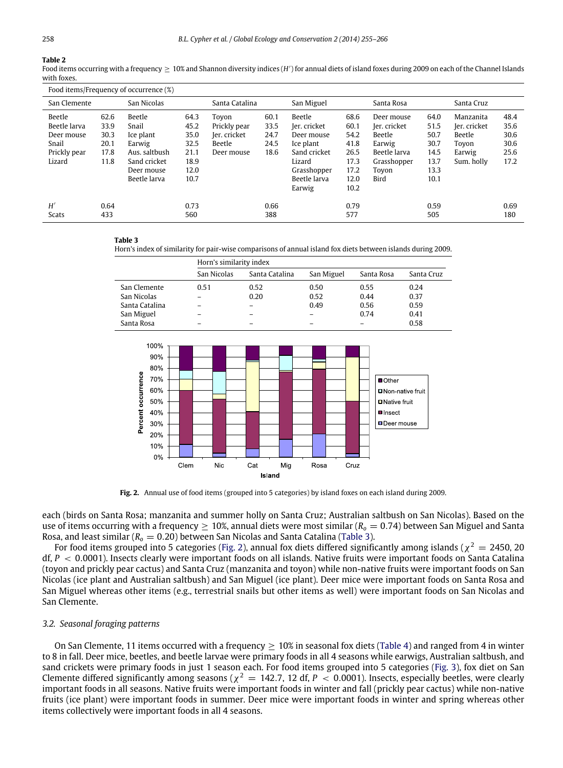**Table 2**
Food items occurring with a frequency ≥ 10% and Shannon diversity indices ($H'$) for annual diets of island foxes during 2009 on each of the Channel Islands with foxes.

| Food items/Frequency of occurrence (%) | | | | | | | | | | | |
|---|---|---|---|---|---|---|---|---|---|---|---|
| San Clemente | | San Nicolas | | Santa Catalina | | San Miguel | | Santa Rosa | | Santa Cruz | |
| Beetle | 62.6 | Beetle | 64.3 | Toyon | 60.1 | Beetle | 68.6 | Deer mouse | 64.0 | Manzanita | 48.4 |
| Beetle larva | 33.9 | Snail | 45.2 | Prickly pear | 33.5 | Jer. cricket | 60.1 | Jer. cricket | 51.5 | Jer. cricket | 35.6 |
| Deer mouse | 30.3 | Ice plant | 35.0 | Jer. cricket | 24.7 | Deer mouse | 54.2 | Beetle | 50.7 | Beetle | 30.6 |
| Snail | 20.1 | Earwig | 32.5 | Beetle | 24.5 | Ice plant | 41.8 | Earwig | 30.7 | Toyon | 30.6 |
| Prickly pear | 17.8 | Aus. saltbush | 21.1 | Deer mouse | 18.6 | Sand cricket | 26.5 | Beetle larva | 14.5 | Earwig | 25.6 |
| Lizard | 11.8 | Sand cricket | 18.9 | | | Lizard | 17.3 | Grasshopper | 13.7 | Sum. holly | 17.2 |
| | | Deer mouse | 12.0 | | | Grasshopper | 17.2 | Toyon | 13.3 | | |
| | | Beetle larva | 10.7 | | | Beetle larva | 12.0 | Bird | 10.1 | | |
| | | | | | | Earwig | 10.2 | | | | |
| $H'$ | 0.64 | | 0.73 | | 0.66 | | 0.79 | | 0.59 | | 0.69 |
| Scats | 433 | | 560 | | 388 | | 577 | | 505 | | 180 |

**Table 3**
Horn's index of similarity for pair-wise comparisons of annual island fox diets between islands during 2009.

| | Horn's similarity index | | | | |
|---|---|---|---|---|---|
| | San Nicolas | Santa Catalina | San Miguel | Santa Rosa | Santa Cruz |
| San Clemente | 0.51 | 0.52 | 0.50 | 0.55 | 0.24 |
| San Nicolas | – | 0.20 | 0.52 | 0.44 | 0.37 |
| Santa Catalina | – | – | 0.49 | 0.56 | 0.59 |
| San Miguel | – | – | – | 0.74 | 0.41 |
| Santa Rosa | – | – | – | – | 0.58 |

**Fig. 2.** Annual use of food items (grouped into 5 categories) by island foxes on each island during 2009.

each (birds on Santa Rosa; manzanita and summer holly on Santa Cruz; Australian saltbush on San Nicolas). Based on the use of items occurring with a frequency ≥ 10%, annual diets were most similar ($R_o = 0.74$) between San Miguel and Santa Rosa, and least similar ($R_o = 0.20$) between San Nicolas and Santa Catalina (Table 3).

For food items grouped into 5 categories (Fig. 2), annual fox diets differed significantly among islands ($\chi^2 = 2450$, 20 df, $P < 0.0001$). Insects clearly were important foods on all islands. Native fruits were important foods on Santa Catalina (toyon and prickly pear cactus) and Santa Cruz (manzanita and toyon) while non-native fruits were important foods on San Nicolas (ice plant and Australian saltbush) and San Miguel (ice plant). Deer mice were important foods on Santa Rosa and San Miguel whereas other items (e.g., terrestrial snails but other items as well) were important foods on San Nicolas and San Clemente.

### 3.2. Seasonal foraging patterns

On San Clemente, 11 items occurred with a frequency ≥ 10% in seasonal fox diets (Table 4) and ranged from 4 in winter to 8 in fall. Deer mice, beetles, and beetle larvae were primary foods in all 4 seasons while earwigs, Australian saltbush, and sand crickets were primary foods in just 1 season each. For food items grouped into 5 categories (Fig. 3), fox diet on San Clemente differed significantly among seasons ($\chi^2 = 142.7$, 12 df, $P < 0.0001$). Insects, especially beetles, were clearly important foods in all seasons. Native fruits were important foods in winter and fall (prickly pear cactus) while non-native fruits (ice plant) were important foods in summer. Deer mice were important foods in winter and spring whereas other items collectively were important foods in all 4 seasons.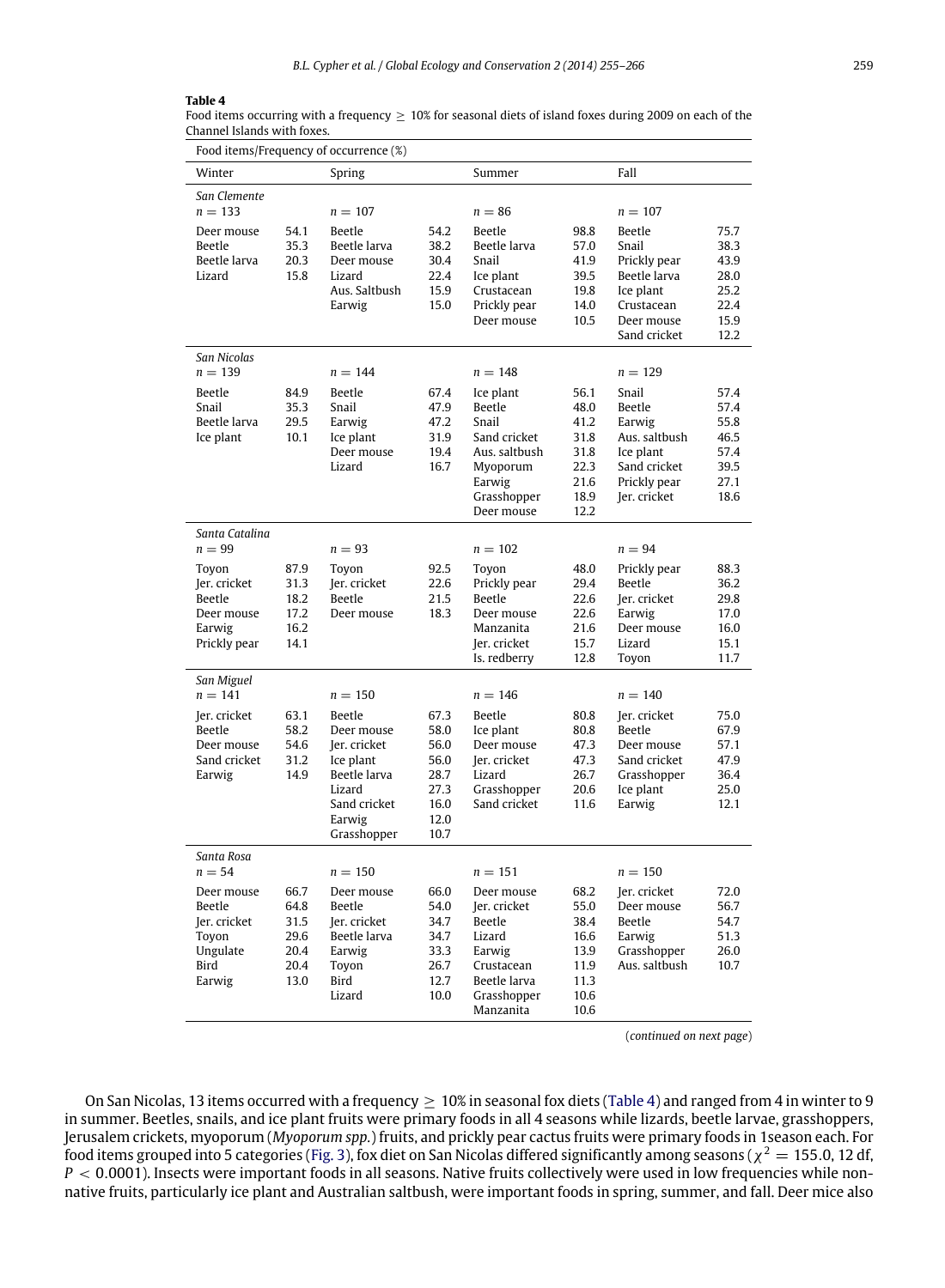**Table 4**
Food items occurring with a frequency ≥ 10% for seasonal diets of island foxes during 2009 on each of the Channel Islands with foxes.

| Winter | | Spring | | Summer | | Fall | |
|---|---|---|---|---|---|---|---|
| *San Clemente* | | | | | | | |
| $n = 133$ | | $n = 107$ | | $n = 86$ | | $n = 107$ | |
| Deer mouse | 54.1 | Beetle | 54.2 | Beetle | 98.8 | Beetle | 75.7 |
| Beetle | 35.3 | Beetle larva | 38.2 | Beetle larva | 57.0 | Snail | 38.3 |
| Beetle larva | 20.3 | Deer mouse | 30.4 | Snail | 41.9 | Prickly pear | 43.9 |
| Lizard | 15.8 | Lizard | 22.4 | Ice plant | 39.5 | Beetle larva | 28.0 |
| | | Aus. Saltbush | 15.9 | Crustacean | 19.8 | Ice plant | 25.2 |
| | | Earwig | 15.0 | Prickly pear | 14.0 | Crustacean | 22.4 |
| | | | | Deer mouse | 10.5 | Deer mouse | 15.9 |
| | | | | | | Sand cricket | 12.2 |
| *San Nicolas* | | | | | | | |
| $n = 139$ | | $n = 144$ | | $n = 148$ | | $n = 129$ | |
| Beetle | 84.9 | Beetle | 67.4 | Ice plant | 56.1 | Snail | 57.4 |
| Snail | 35.3 | Snail | 47.9 | Beetle | 48.0 | Beetle | 57.4 |
| Beetle larva | 29.5 | Earwig | 47.2 | Snail | 41.2 | Earwig | 55.8 |
| Ice plant | 10.1 | Ice plant | 31.9 | Sand cricket | 31.8 | Aus. saltbush | 46.5 |
| | | Deer mouse | 19.4 | Aus. saltbush | 31.8 | Ice plant | 57.4 |
| | | Lizard | 16.7 | Myoporum | 22.3 | Sand cricket | 39.5 |
| | | | | Earwig | 21.6 | Prickly pear | 27.1 |
| | | | | Grasshopper | 18.9 | Jer. cricket | 18.6 |
| | | | | Deer mouse | 12.2 | | |
| *Santa Catalina* | | | | | | | |
| $n = 99$ | | $n = 93$ | | $n = 102$ | | $n = 94$ | |
| Toyon | 87.9 | Toyon | 92.5 | Toyon | 48.0 | Prickly pear | 88.3 |
| Jer. cricket | 31.3 | Jer. cricket | 22.6 | Prickly pear | 29.4 | Beetle | 36.2 |
| Beetle | 18.2 | Beetle | 21.5 | Beetle | 22.6 | Jer. cricket | 29.8 |
| Deer mouse | 17.2 | Deer mouse | 18.3 | Deer mouse | 22.6 | Earwig | 17.0 |
| Earwig | 16.2 | | | Manzanita | 21.6 | Deer mouse | 16.0 |
| Prickly pear | 14.1 | | | Jer. cricket | 15.7 | Lizard | 15.1 |
| | | | | Is. redberry | 12.8 | Toyon | 11.7 |
| *San Miguel* | | | | | | | |
| $n = 141$ | | $n = 150$ | | $n = 146$ | | $n = 140$ | |
| Jer. cricket | 63.1 | Beetle | 67.3 | Beetle | 80.8 | Jer. cricket | 75.0 |
| Beetle | 58.2 | Deer mouse | 58.0 | Ice plant | 80.8 | Beetle | 67.9 |
| Deer mouse | 54.6 | Jer. cricket | 56.0 | Deer mouse | 47.3 | Deer mouse | 57.1 |
| Sand cricket | 31.2 | Ice plant | 56.0 | Jer. cricket | 47.3 | Sand cricket | 47.9 |
| Earwig | 14.9 | Beetle larva | 28.7 | Lizard | 26.7 | Grasshopper | 36.4 |
| | | Lizard | 27.3 | Grasshopper | 20.6 | Ice plant | 25.0 |
| | | Sand cricket | 16.0 | Sand cricket | 11.6 | Earwig | 12.1 |
| | | Earwig | 12.0 | | | | |
| | | Grasshopper | 10.7 | | | | |
| *Santa Rosa* | | | | | | | |
| $n = 54$ | | $n = 150$ | | $n = 151$ | | $n = 150$ | |
| Deer mouse | 66.7 | Deer mouse | 66.0 | Deer mouse | 68.2 | Jer. cricket | 72.0 |
| Beetle | 64.8 | Beetle | 54.0 | Jer. cricket | 55.0 | Deer mouse | 56.7 |
| Jer. cricket | 31.5 | Jer. cricket | 34.7 | Beetle | 38.4 | Beetle | 54.7 |
| Toyon | 29.6 | Beetle larva | 34.7 | Lizard | 16.6 | Earwig | 51.3 |
| Ungulate | 20.4 | Earwig | 33.3 | Earwig | 13.9 | Grasshopper | 26.0 |
| Bird | 20.4 | Toyon | 26.7 | Crustacean | 11.9 | Aus. saltbush | 10.7 |
| Earwig | 13.0 | Bird | 12.7 | Beetle larva | 11.3 | | |
| | | Lizard | 10.0 | Grasshopper | 10.6 | | |
| | | | | Manzanita | 10.6 | | |

(*continued on next page*)

On San Nicolas, 13 items occurred with a frequency ≥ 10% in seasonal fox diets (Table 4) and ranged from 4 in winter to 9 in summer. Beetles, snails, and ice plant fruits were primary foods in all 4 seasons while lizards, beetle larvae, grasshoppers, Jerusalem crickets, myoporum (*Myoporum spp.*) fruits, and prickly pear cactus fruits were primary foods in 1season each. For food items grouped into 5 categories (Fig. 3), fox diet on San Nicolas differed significantly among seasons ($\chi^2 = 155.0$, 12 df, $P < 0.0001$). Insects were important foods in all seasons. Native fruits collectively were used in low frequencies while non-native fruits, particularly ice plant and Australian saltbush, were important foods in spring, summer, and fall. Deer mice also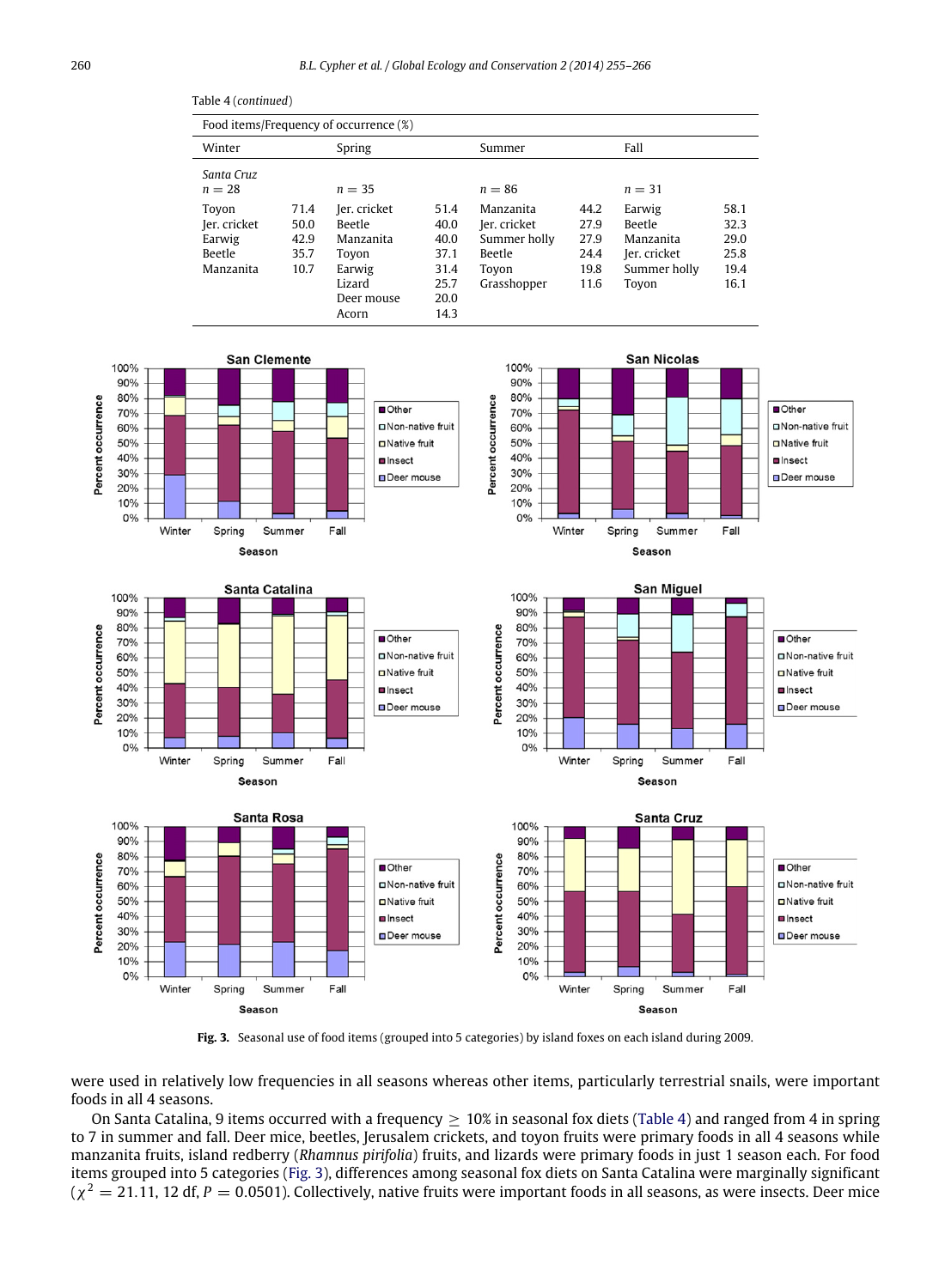Table 4 (*continued*)

| Food items/Frequency of occurrence (%) | | | | | | | |
|---|---|---|---|---|---|---|---|
| Winter | | Spring | | Summer | | Fall | |
| *Santa Cruz* | | | | | | | |
| $n = 28$ | | $n = 35$ | | $n = 86$ | | $n = 31$ | |
| Toyon | 71.4 | Jer. cricket | 51.4 | Manzanita | 44.2 | Earwig | 58.1 |
| Jer. cricket | 50.0 | Beetle | 40.0 | Jer. cricket | 27.9 | Beetle | 32.3 |
| Earwig | 42.9 | Manzanita | 40.0 | Summer holly | 27.9 | Manzanita | 29.0 |
| Beetle | 35.7 | Toyon | 37.1 | Beetle | 24.4 | Jer. cricket | 25.8 |
| Manzanita | 10.7 | Earwig | 31.4 | Toyon | 19.8 | Summer holly | 19.4 |
| | | Lizard | 25.7 | Grasshopper | 11.6 | Toyon | 16.1 |
| | | Deer mouse | 20.0 | | | | |
| | | Acorn | 14.3 | | | | |

**Fig. 3.** Seasonal use of food items (grouped into 5 categories) by island foxes on each island during 2009.

were used in relatively low frequencies in all seasons whereas other items, particularly terrestrial snails, were important foods in all 4 seasons.

On Santa Catalina, 9 items occurred with a frequency $\geq$ 10% in seasonal fox diets (Table 4) and ranged from 4 in spring to 7 in summer and fall. Deer mice, beetles, Jerusalem crickets, and toyon fruits were primary foods in all 4 seasons while manzanita fruits, island redberry (*Rhamnus pirifolia*) fruits, and lizards were primary foods in just 1 season each. For food items grouped into 5 categories (Fig. 3), differences among seasonal fox diets on Santa Catalina were marginally significant ($\chi^2 = 21.11$, 12 df, $P = 0.0501$). Collectively, native fruits were important foods in all seasons, as were insects. Deer mice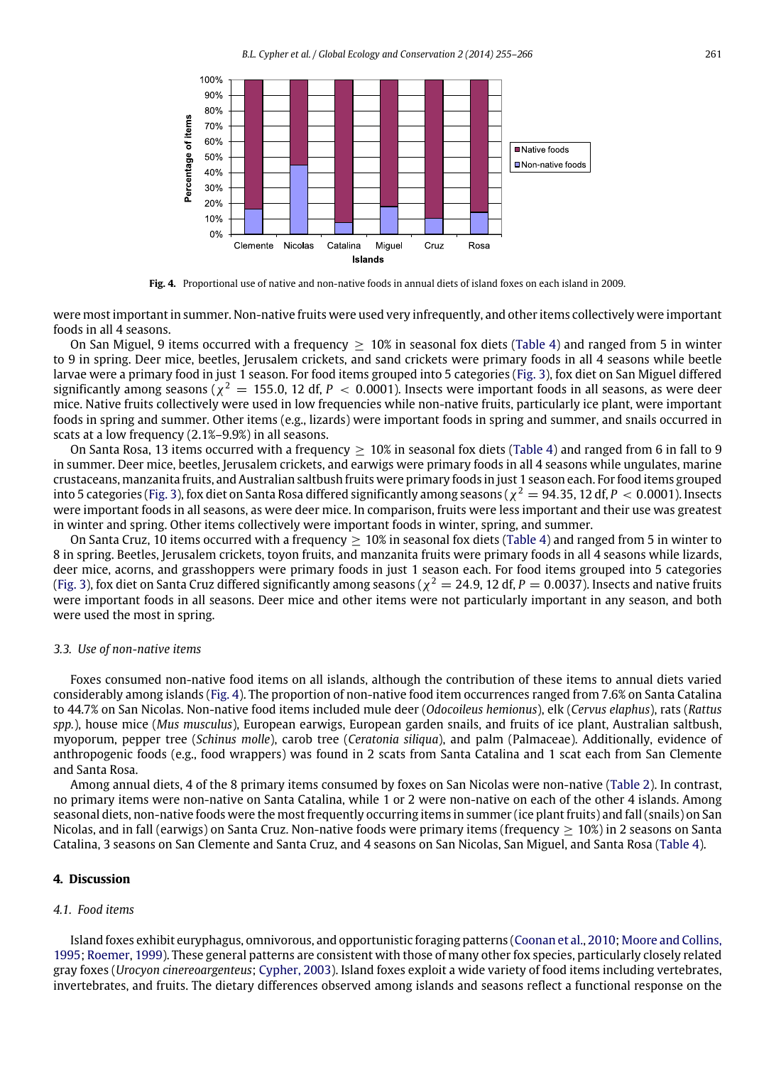Fig. 4. Proportional use of native and non-native foods in annual diets of island foxes on each island in 2009.

were most important in summer. Non-native fruits were used very infrequently, and other items collectively were important foods in all 4 seasons.

On San Miguel, 9 items occurred with a frequency $\geq$ 10% in seasonal fox diets (Table 4) and ranged from 5 in winter to 9 in spring. Deer mice, beetles, Jerusalem crickets, and sand crickets were primary foods in all 4 seasons while beetle larvae were a primary food in just 1 season. For food items grouped into 5 categories (Fig. 3), fox diet on San Miguel differed significantly among seasons ($\chi^2 = 155.0$, 12 df, $P < 0.0001$). Insects were important foods in all seasons, as were deer mice. Native fruits collectively were used in low frequencies while non-native fruits, particularly ice plant, were important foods in spring and summer. Other items (e.g., lizards) were important foods in spring and summer, and snails occurred in scats at a low frequency (2.1%–9.9%) in all seasons.

On Santa Rosa, 13 items occurred with a frequency $\geq$ 10% in seasonal fox diets (Table 4) and ranged from 6 in fall to 9 in summer. Deer mice, beetles, Jerusalem crickets, and earwigs were primary foods in all 4 seasons while ungulates, marine crustaceans, manzanita fruits, and Australian saltbush fruits were primary foods in just 1 season each. For food items grouped into 5 categories (Fig. 3), fox diet on Santa Rosa differed significantly among seasons ($\chi^2 = 94.35$, 12 df, $P < 0.0001$). Insects were important foods in all seasons, as were deer mice. In comparison, fruits were less important and their use was greatest in winter and spring. Other items collectively were important foods in winter, spring, and summer.

On Santa Cruz, 10 items occurred with a frequency $\geq$ 10% in seasonal fox diets (Table 4) and ranged from 5 in winter to 8 in spring. Beetles, Jerusalem crickets, toyon fruits, and manzanita fruits were primary foods in all 4 seasons while lizards, deer mice, acorns, and grasshoppers were primary foods in just 1 season each. For food items grouped into 5 categories (Fig. 3), fox diet on Santa Cruz differed significantly among seasons ($\chi^2 = 24.9$, 12 df, $P = 0.0037$). Insects and native fruits were important foods in all seasons. Deer mice and other items were not particularly important in any season, and both were used the most in spring.

### 3.3. Use of non-native items

Foxes consumed non-native food items on all islands, although the contribution of these items to annual diets varied considerably among islands (Fig. 4). The proportion of non-native food item occurrences ranged from 7.6% on Santa Catalina to 44.7% on San Nicolas. Non-native food items included mule deer (*Odocoileus hemionus*), elk (*Cervus elaphus*), rats (*Rattus spp.*), house mice (*Mus musculus*), European earwigs, European garden snails, and fruits of ice plant, Australian saltbush, myoporum, pepper tree (*Schinus molle*), carob tree (*Ceratonia siliqua*), and palm (Palmaceae). Additionally, evidence of anthropogenic foods (e.g., food wrappers) was found in 2 scats from Santa Catalina and 1 scat each from San Clemente and Santa Rosa.

Among annual diets, 4 of the 8 primary items consumed by foxes on San Nicolas were non-native (Table 2). In contrast, no primary items were non-native on Santa Catalina, while 1 or 2 were non-native on each of the other 4 islands. Among seasonal diets, non-native foods were the most frequently occurring items in summer (ice plant fruits) and fall (snails) on San Nicolas, and in fall (earwigs) on Santa Cruz. Non-native foods were primary items (frequency $\geq$ 10%) in 2 seasons on Santa Catalina, 3 seasons on San Clemente and Santa Cruz, and 4 seasons on San Nicolas, San Miguel, and Santa Rosa (Table 4).

## 4. Discussion

### 4.1. Food items

Island foxes exhibit euryphagus, omnivorous, and opportunistic foraging patterns (Coonan et al., 2010; Moore and Collins, 1995; Roemer, 1999). These general patterns are consistent with those of many other fox species, particularly closely related gray foxes (*Urocyon cinereoargenteus*; Cypher, 2003). Island foxes exploit a wide variety of food items including vertebrates, invertebrates, and fruits. The dietary differences observed among islands and seasons reflect a functional response on the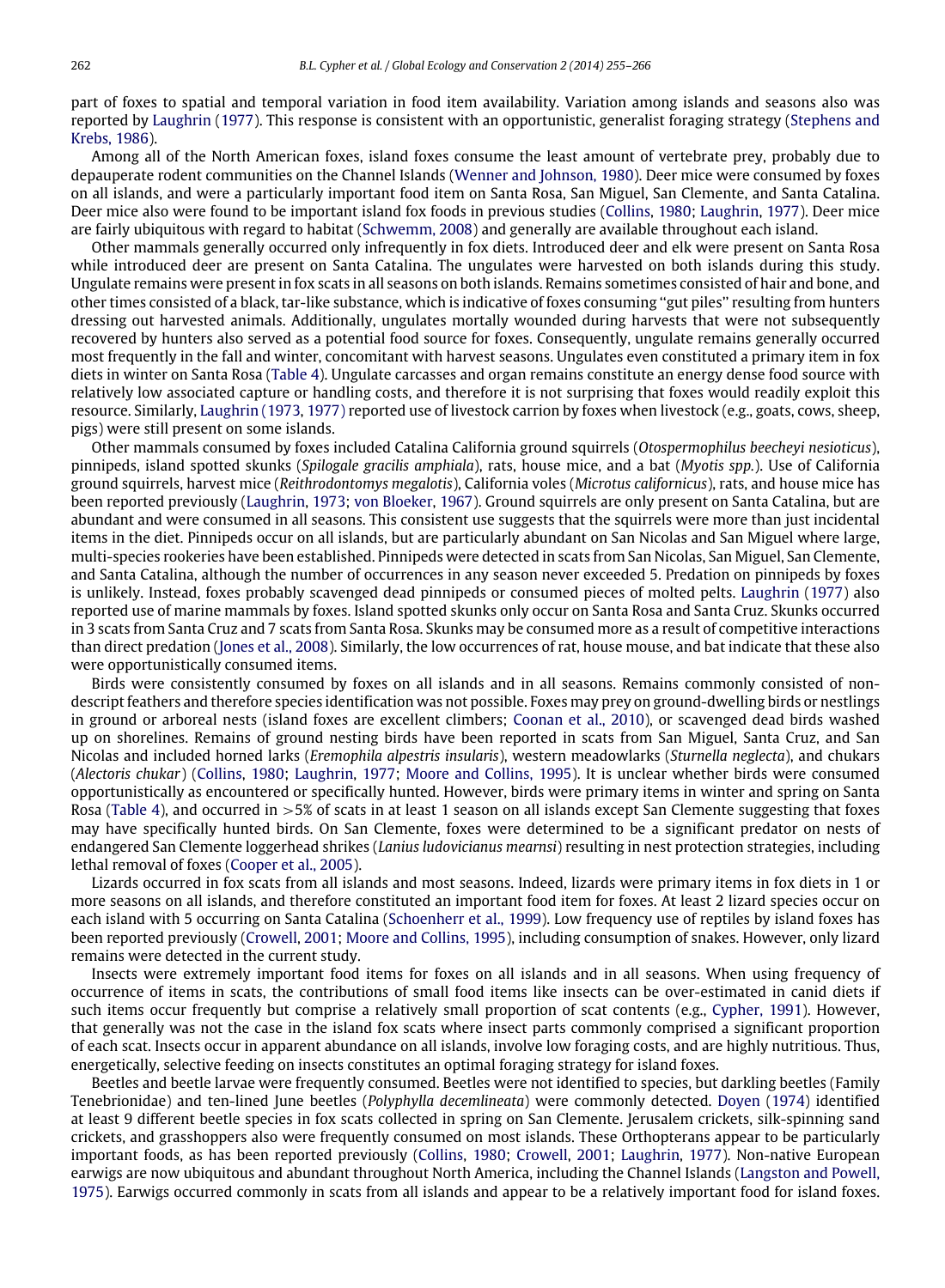part of foxes to spatial and temporal variation in food item availability. Variation among islands and seasons also was reported by Laughrin (1977). This response is consistent with an opportunistic, generalist foraging strategy (Stephens and Krebs, 1986).

Among all of the North American foxes, island foxes consume the least amount of vertebrate prey, probably due to depauperate rodent communities on the Channel Islands (Wenner and Johnson, 1980). Deer mice were consumed by foxes on all islands, and were a particularly important food item on Santa Rosa, San Miguel, San Clemente, and Santa Catalina. Deer mice also were found to be important island fox foods in previous studies (Collins, 1980; Laughrin, 1977). Deer mice are fairly ubiquitous with regard to habitat (Schwemm, 2008) and generally are available throughout each island.

Other mammals generally occurred only infrequently in fox diets. Introduced deer and elk were present on Santa Rosa while introduced deer are present on Santa Catalina. The ungulates were harvested on both islands during this study. Ungulate remains were present in fox scats in all seasons on both islands. Remains sometimes consisted of hair and bone, and other times consisted of a black, tar-like substance, which is indicative of foxes consuming "gut piles" resulting from hunters dressing out harvested animals. Additionally, ungulates mortally wounded during harvests that were not subsequently recovered by hunters also served as a potential food source for foxes. Consequently, ungulate remains generally occurred most frequently in the fall and winter, concomitant with harvest seasons. Ungulates even constituted a primary item in fox diets in winter on Santa Rosa (Table 4). Ungulate carcasses and organ remains constitute an energy dense food source with relatively low associated capture or handling costs, and therefore it is not surprising that foxes would readily exploit this resource. Similarly, Laughrin (1973, 1977) reported use of livestock carrion by foxes when livestock (e.g., goats, cows, sheep, pigs) were still present on some islands.

Other mammals consumed by foxes included Catalina California ground squirrels (*Otospermophilus beecheyi nesioticus*), pinnipeds, island spotted skunks (*Spilogale gracilis amphiala*), rats, house mice, and a bat (*Myotis spp.*). Use of California ground squirrels, harvest mice (*Reithrodontomys megalotis*), California voles (*Microtus californicus*), rats, and house mice has been reported previously (Laughrin, 1973; von Bloeker, 1967). Ground squirrels are only present on Santa Catalina, but are abundant and were consumed in all seasons. This consistent use suggests that the squirrels were more than just incidental items in the diet. Pinnipeds occur on all islands, but are particularly abundant on San Nicolas and San Miguel where large, multi-species rookeries have been established. Pinnipeds were detected in scats from San Nicolas, San Miguel, San Clemente, and Santa Catalina, although the number of occurrences in any season never exceeded 5. Predation on pinnipeds by foxes is unlikely. Instead, foxes probably scavenged dead pinnipeds or consumed pieces of molted pelts. Laughrin (1977) also reported use of marine mammals by foxes. Island spotted skunks only occur on Santa Rosa and Santa Cruz. Skunks occurred in 3 scats from Santa Cruz and 7 scats from Santa Rosa. Skunks may be consumed more as a result of competitive interactions than direct predation (Jones et al., 2008). Similarly, the low occurrences of rat, house mouse, and bat indicate that these also were opportunistically consumed items.

Birds were consistently consumed by foxes on all islands and in all seasons. Remains commonly consisted of non-descript feathers and therefore species identification was not possible. Foxes may prey on ground-dwelling birds or nestlings in ground or arboreal nests (island foxes are excellent climbers; Coonan et al., 2010), or scavenged dead birds washed up on shorelines. Remains of ground nesting birds have been reported in scats from San Miguel, Santa Cruz, and San Nicolas and included horned larks (*Eremophila alpestris insularis*), western meadowlarks (*Sturnella neglecta*), and chukars (*Alectoris chukar*) (Collins, 1980; Laughrin, 1977; Moore and Collins, 1995). It is unclear whether birds were consumed opportunistically as encountered or specifically hunted. However, birds were primary items in winter and spring on Santa Rosa (Table 4), and occurred in >5% of scats in at least 1 season on all islands except San Clemente suggesting that foxes may have specifically hunted birds. On San Clemente, foxes were determined to be a significant predator on nests of endangered San Clemente loggerhead shrikes (*Lanius ludovicianus mearnsi*) resulting in nest protection strategies, including lethal removal of foxes (Cooper et al., 2005).

Lizards occurred in fox scats from all islands and most seasons. Indeed, lizards were primary items in fox diets in 1 or more seasons on all islands, and therefore constituted an important food item for foxes. At least 2 lizard species occur on each island with 5 occurring on Santa Catalina (Schoenherr et al., 1999). Low frequency use of reptiles by island foxes has been reported previously (Crowell, 2001; Moore and Collins, 1995), including consumption of snakes. However, only lizard remains were detected in the current study.

Insects were extremely important food items for foxes on all islands and in all seasons. When using frequency of occurrence of items in scats, the contributions of small food items like insects can be over-estimated in canid diets if such items occur frequently but comprise a relatively small proportion of scat contents (e.g., Cypher, 1991). However, that generally was not the case in the island fox scats where insect parts commonly comprised a significant proportion of each scat. Insects occur in apparent abundance on all islands, involve low foraging costs, and are highly nutritious. Thus, energetically, selective feeding on insects constitutes an optimal foraging strategy for island foxes.

Beetles and beetle larvae were frequently consumed. Beetles were not identified to species, but darkling beetles (Family Tenebrionidae) and ten-lined June beetles (*Polyphylla decemlineata*) were commonly detected. Doyen (1974) identified at least 9 different beetle species in fox scats collected in spring on San Clemente. Jerusalem crickets, silk-spinning sand crickets, and grasshoppers also were frequently consumed on most islands. These Orthopterans appear to be particularly important foods, as has been reported previously (Collins, 1980; Crowell, 2001; Laughrin, 1977). Non-native European earwigs are now ubiquitous and abundant throughout North America, including the Channel Islands (Langston and Powell, 1975). Earwigs occurred commonly in scats from all islands and appear to be a relatively important food for island foxes.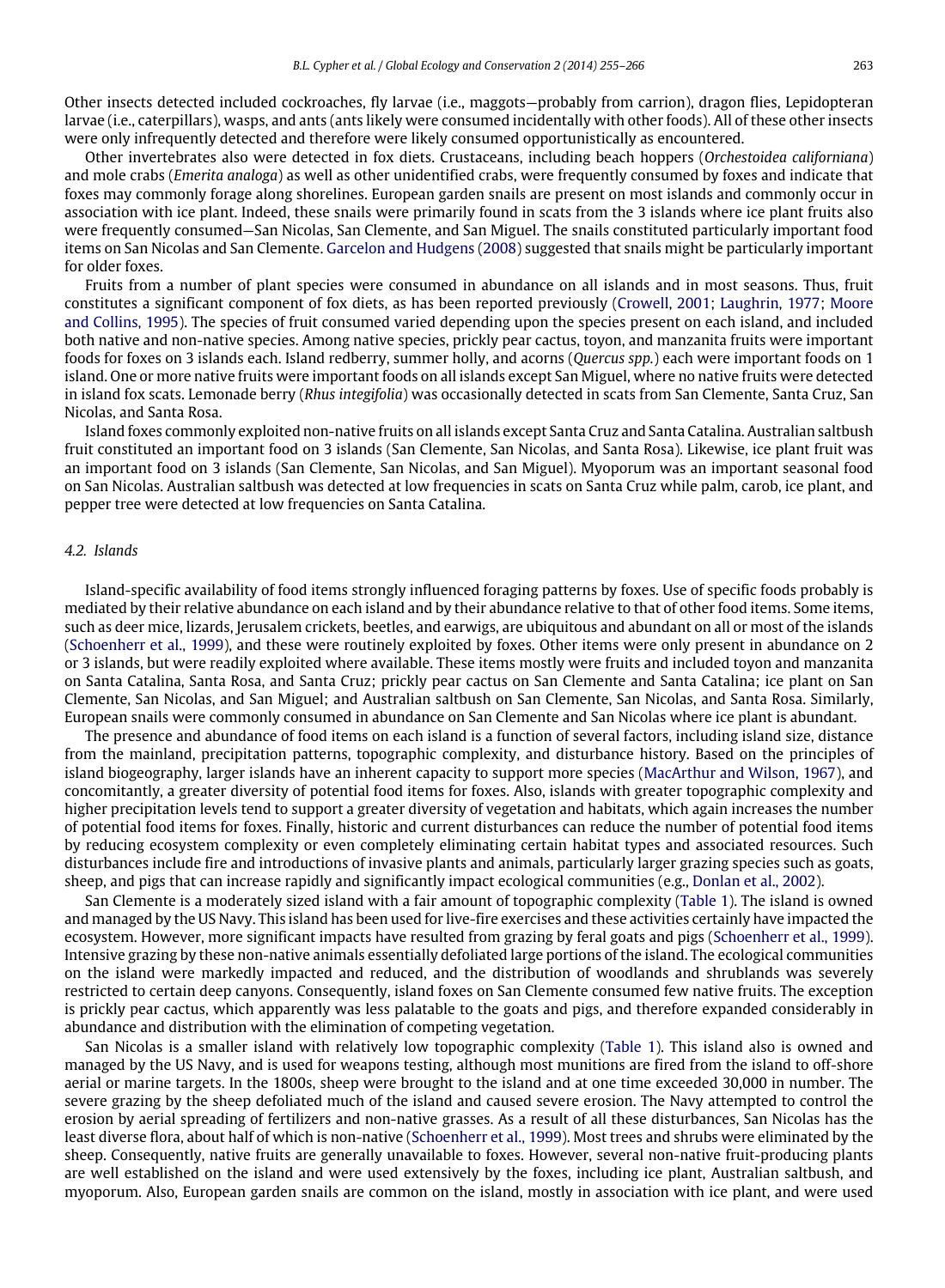Other insects detected included cockroaches, fly larvae (i.e., maggots—probably from carrion), dragon flies, Lepidopteran larvae (i.e., caterpillars), wasps, and ants (ants likely were consumed incidentally with other foods). All of these other insects were only infrequently detected and therefore were likely consumed opportunistically as encountered.

Other invertebrates also were detected in fox diets. Crustaceans, including beach hoppers (*Orchestoidea californiana*) and mole crabs (*Emerita analoga*) as well as other unidentified crabs, were frequently consumed by foxes and indicate that foxes may commonly forage along shorelines. European garden snails are present on most islands and commonly occur in association with ice plant. Indeed, these snails were primarily found in scats from the 3 islands where ice plant fruits also were frequently consumed—San Nicolas, San Clemente, and San Miguel. The snails constituted particularly important food items on San Nicolas and San Clemente. Garcelon and Hudgens (2008) suggested that snails might be particularly important for older foxes.

Fruits from a number of plant species were consumed in abundance on all islands and in most seasons. Thus, fruit constitutes a significant component of fox diets, as has been reported previously (Crowell, 2001; Laughrin, 1977; Moore and Collins, 1995). The species of fruit consumed varied depending upon the species present on each island, and included both native and non-native species. Among native species, prickly pear cactus, toyon, and manzanita fruits were important foods for foxes on 3 islands each. Island redberry, summer holly, and acorns (*Quercus spp.*) each were important foods on 1 island. One or more native fruits were important foods on all islands except San Miguel, where no native fruits were detected in island fox scats. Lemonade berry (*Rhus integifolia*) was occasionally detected in scats from San Clemente, Santa Cruz, San Nicolas, and Santa Rosa.

Island foxes commonly exploited non-native fruits on all islands except Santa Cruz and Santa Catalina. Australian saltbush fruit constituted an important food on 3 islands (San Clemente, San Nicolas, and Santa Rosa). Likewise, ice plant fruit was an important food on 3 islands (San Clemente, San Nicolas, and San Miguel). Myoporum was an important seasonal food on San Nicolas. Australian saltbush was detected at low frequencies in scats on Santa Cruz while palm, carob, ice plant, and pepper tree were detected at low frequencies on Santa Catalina.

### *4.2. Islands*

Island-specific availability of food items strongly influenced foraging patterns by foxes. Use of specific foods probably is mediated by their relative abundance on each island and by their abundance relative to that of other food items. Some items, such as deer mice, lizards, Jerusalem crickets, beetles, and earwigs, are ubiquitous and abundant on all or most of the islands (Schoenherr et al., 1999), and these were routinely exploited by foxes. Other items were only present in abundance on 2 or 3 islands, but were readily exploited where available. These items mostly were fruits and included toyon and manzanita on Santa Catalina, Santa Rosa, and Santa Cruz; prickly pear cactus on San Clemente and Santa Catalina; ice plant on San Clemente, San Nicolas, and San Miguel; and Australian saltbush on San Clemente, San Nicolas, and Santa Rosa. Similarly, European snails were commonly consumed in abundance on San Clemente and San Nicolas where ice plant is abundant.

The presence and abundance of food items on each island is a function of several factors, including island size, distance from the mainland, precipitation patterns, topographic complexity, and disturbance history. Based on the principles of island biogeography, larger islands have an inherent capacity to support more species (MacArthur and Wilson, 1967), and concomitantly, a greater diversity of potential food items for foxes. Also, islands with greater topographic complexity and higher precipitation levels tend to support a greater diversity of vegetation and habitats, which again increases the number of potential food items for foxes. Finally, historic and current disturbances can reduce the number of potential food items by reducing ecosystem complexity or even completely eliminating certain habitat types and associated resources. Such disturbances include fire and introductions of invasive plants and animals, particularly larger grazing species such as goats, sheep, and pigs that can increase rapidly and significantly impact ecological communities (e.g., Donlan et al., 2002).

San Clemente is a moderately sized island with a fair amount of topographic complexity (Table 1). The island is owned and managed by the US Navy. This island has been used for live-fire exercises and these activities certainly have impacted the ecosystem. However, more significant impacts have resulted from grazing by feral goats and pigs (Schoenherr et al., 1999). Intensive grazing by these non-native animals essentially defoliated large portions of the island. The ecological communities on the island were markedly impacted and reduced, and the distribution of woodlands and shrublands was severely restricted to certain deep canyons. Consequently, island foxes on San Clemente consumed few native fruits. The exception is prickly pear cactus, which apparently was less palatable to the goats and pigs, and therefore expanded considerably in abundance and distribution with the elimination of competing vegetation.

San Nicolas is a smaller island with relatively low topographic complexity (Table 1). This island also is owned and managed by the US Navy, and is used for weapons testing, although most munitions are fired from the island to off-shore aerial or marine targets. In the 1800s, sheep were brought to the island and at one time exceeded 30,000 in number. The severe grazing by the sheep defoliated much of the island and caused severe erosion. The Navy attempted to control the erosion by aerial spreading of fertilizers and non-native grasses. As a result of all these disturbances, San Nicolas has the least diverse flora, about half of which is non-native (Schoenherr et al., 1999). Most trees and shrubs were eliminated by the sheep. Consequently, native fruits are generally unavailable to foxes. However, several non-native fruit-producing plants are well established on the island and were used extensively by the foxes, including ice plant, Australian saltbush, and myoporum. Also, European garden snails are common on the island, mostly in association with ice plant, and were used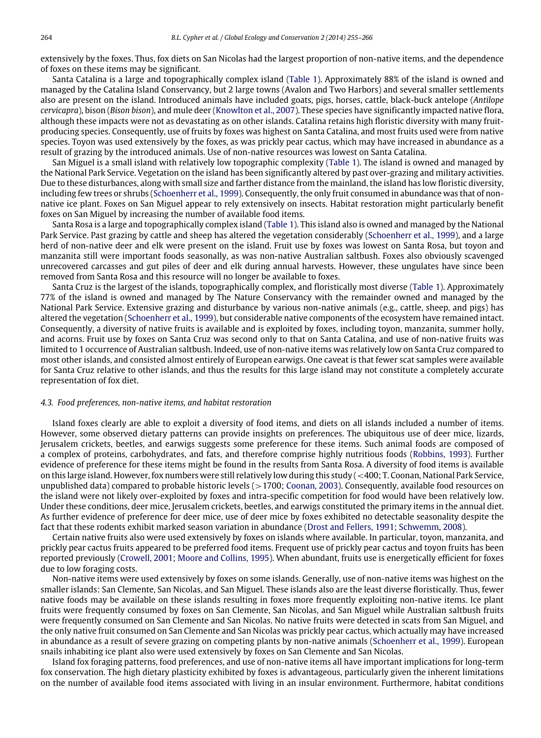extensively by the foxes. Thus, fox diets on San Nicolas had the largest proportion of non-native items, and the dependence of foxes on these items may be significant.

Santa Catalina is a large and topographically complex island (Table 1). Approximately 88% of the island is owned and managed by the Catalina Island Conservancy, but 2 large towns (Avalon and Two Harbors) and several smaller settlements also are present on the island. Introduced animals have included goats, pigs, horses, cattle, black-buck antelope (*Antilope cervicapra*), bison (*Bison bison*), and mule deer (Knowlton et al., 2007). These species have significantly impacted native flora, although these impacts were not as devastating as on other islands. Catalina retains high floristic diversity with many fruit-producing species. Consequently, use of fruits by foxes was highest on Santa Catalina, and most fruits used were from native species. Toyon was used extensively by the foxes, as was prickly pear cactus, which may have increased in abundance as a result of grazing by the introduced animals. Use of non-native resources was lowest on Santa Catalina.

San Miguel is a small island with relatively low topographic complexity (Table 1). The island is owned and managed by the National Park Service. Vegetation on the island has been significantly altered by past over-grazing and military activities. Due to these disturbances, along with small size and farther distance from the mainland, the island has low floristic diversity, including few trees or shrubs (Schoenherr et al., 1999). Consequently, the only fruit consumed in abundance was that of non-native ice plant. Foxes on San Miguel appear to rely extensively on insects. Habitat restoration might particularly benefit foxes on San Miguel by increasing the number of available food items.

Santa Rosa is a large and topographically complex island (Table 1). This island also is owned and managed by the National Park Service. Past grazing by cattle and sheep has altered the vegetation considerably (Schoenherr et al., 1999), and a large herd of non-native deer and elk were present on the island. Fruit use by foxes was lowest on Santa Rosa, but toyon and manzanita still were important foods seasonally, as was non-native Australian saltbush. Foxes also obviously scavenged unrecovered carcasses and gut piles of deer and elk during annual harvests. However, these ungulates have since been removed from Santa Rosa and this resource will no longer be available to foxes.

Santa Cruz is the largest of the islands, topographically complex, and floristically most diverse (Table 1). Approximately 77% of the island is owned and managed by The Nature Conservancy with the remainder owned and managed by the National Park Service. Extensive grazing and disturbance by various non-native animals (e.g., cattle, sheep, and pigs) has altered the vegetation (Schoenherr et al., 1999), but considerable native components of the ecosystem have remained intact. Consequently, a diversity of native fruits is available and is exploited by foxes, including toyon, manzanita, summer holly, and acorns. Fruit use by foxes on Santa Cruz was second only to that on Santa Catalina, and use of non-native fruits was limited to 1 occurrence of Australian saltbush. Indeed, use of non-native items was relatively low on Santa Cruz compared to most other islands, and consisted almost entirely of European earwigs. One caveat is that fewer scat samples were available for Santa Cruz relative to other islands, and thus the results for this large island may not constitute a completely accurate representation of fox diet.

### 4.3. Food preferences, non-native items, and habitat restoration

Island foxes clearly are able to exploit a diversity of food items, and diets on all islands included a number of items. However, some observed dietary patterns can provide insights on preferences. The ubiquitous use of deer mice, lizards, Jerusalem crickets, beetles, and earwigs suggests some preference for these items. Such animal foods are composed of a complex of proteins, carbohydrates, and fats, and therefore comprise highly nutritious foods (Robbins, 1993). Further evidence of preference for these items might be found in the results from Santa Rosa. A diversity of food items is available on this large island. However, fox numbers were still relatively low during this study (<400; T. Coonan, National Park Service, unpublished data) compared to probable historic levels (>1700; Coonan, 2003). Consequently, available food resources on the island were not likely over-exploited by foxes and intra-specific competition for food would have been relatively low. Under these conditions, deer mice, Jerusalem crickets, beetles, and earwigs constituted the primary items in the annual diet. As further evidence of preference for deer mice, use of deer mice by foxes exhibited no detectable seasonality despite the fact that these rodents exhibit marked season variation in abundance (Drost and Fellers, 1991; Schwemm, 2008).

Certain native fruits also were used extensively by foxes on islands where available. In particular, toyon, manzanita, and prickly pear cactus fruits appeared to be preferred food items. Frequent use of prickly pear cactus and toyon fruits has been reported previously (Crowell, 2001; Moore and Collins, 1995). When abundant, fruits use is energetically efficient for foxes due to low foraging costs.

Non-native items were used extensively by foxes on some islands. Generally, use of non-native items was highest on the smaller islands: San Clemente, San Nicolas, and San Miguel. These islands also are the least diverse floristically. Thus, fewer native foods may be available on these islands resulting in foxes more frequently exploiting non-native items. Ice plant fruits were frequently consumed by foxes on San Clemente, San Nicolas, and San Miguel while Australian saltbush fruits were frequently consumed on San Clemente and San Nicolas. No native fruits were detected in scats from San Miguel, and the only native fruit consumed on San Clemente and San Nicolas was prickly pear cactus, which actually may have increased in abundance as a result of severe grazing on competing plants by non-native animals (Schoenherr et al., 1999). European snails inhabiting ice plant also were used extensively by foxes on San Clemente and San Nicolas.

Island fox foraging patterns, food preferences, and use of non-native items all have important implications for long-term fox conservation. The high dietary plasticity exhibited by foxes is advantageous, particularly given the inherent limitations on the number of available food items associated with living in an insular environment. Furthermore, habitat conditions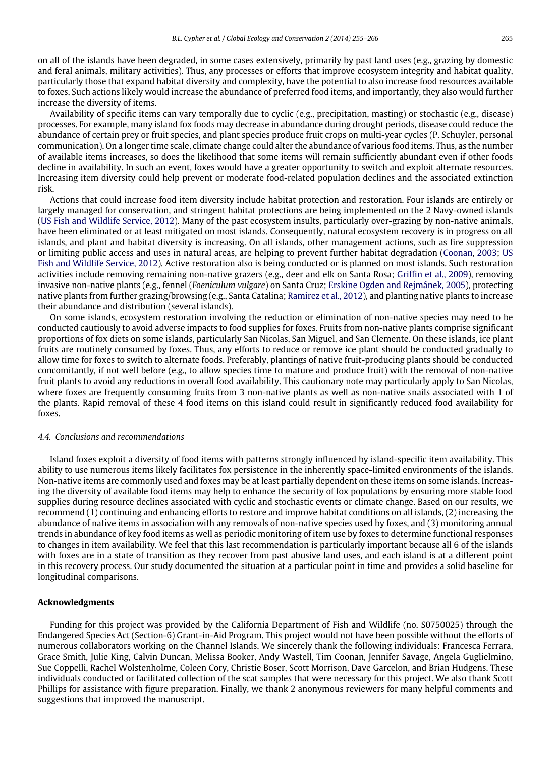on all of the islands have been degraded, in some cases extensively, primarily by past land uses (e.g., grazing by domestic and feral animals, military activities). Thus, any processes or efforts that improve ecosystem integrity and habitat quality, particularly those that expand habitat diversity and complexity, have the potential to also increase food resources available to foxes. Such actions likely would increase the abundance of preferred food items, and importantly, they also would further increase the diversity of items.

Availability of specific items can vary temporally due to cyclic (e.g., precipitation, masting) or stochastic (e.g., disease) processes. For example, many island fox foods may decrease in abundance during drought periods, disease could reduce the abundance of certain prey or fruit species, and plant species produce fruit crops on multi-year cycles (P. Schuyler, personal communication). On a longer time scale, climate change could alter the abundance of various food items. Thus, as the number of available items increases, so does the likelihood that some items will remain sufficiently abundant even if other foods decline in availability. In such an event, foxes would have a greater opportunity to switch and exploit alternate resources. Increasing item diversity could help prevent or moderate food-related population declines and the associated extinction risk.

Actions that could increase food item diversity include habitat protection and restoration. Four islands are entirely or largely managed for conservation, and stringent habitat protections are being implemented on the 2 Navy-owned islands (US Fish and Wildlife Service, 2012). Many of the past ecosystem insults, particularly over-grazing by non-native animals, have been eliminated or at least mitigated on most islands. Consequently, natural ecosystem recovery is in progress on all islands, and plant and habitat diversity is increasing. On all islands, other management actions, such as fire suppression or limiting public access and uses in natural areas, are helping to prevent further habitat degradation (Coonan, 2003; US Fish and Wildlife Service, 2012). Active restoration also is being conducted or is planned on most islands. Such restoration activities include removing remaining non-native grazers (e.g., deer and elk on Santa Rosa; Griffin et al., 2009), removing invasive non-native plants (e.g., fennel (*Foeniculum vulgare*) on Santa Cruz; Erskine Ogden and Rejmánek, 2005), protecting native plants from further grazing/browsing (e.g., Santa Catalina; Ramirez et al., 2012), and planting native plants to increase their abundance and distribution (several islands).

On some islands, ecosystem restoration involving the reduction or elimination of non-native species may need to be conducted cautiously to avoid adverse impacts to food supplies for foxes. Fruits from non-native plants comprise significant proportions of fox diets on some islands, particularly San Nicolas, San Miguel, and San Clemente. On these islands, ice plant fruits are routinely consumed by foxes. Thus, any efforts to reduce or remove ice plant should be conducted gradually to allow time for foxes to switch to alternate foods. Preferably, plantings of native fruit-producing plants should be conducted concomitantly, if not well before (e.g., to allow species time to mature and produce fruit) with the removal of non-native fruit plants to avoid any reductions in overall food availability. This cautionary note may particularly apply to San Nicolas, where foxes are frequently consuming fruits from 3 non-native plants as well as non-native snails associated with 1 of the plants. Rapid removal of these 4 food items on this island could result in significantly reduced food availability for foxes.

### *4.4. Conclusions and recommendations*

Island foxes exploit a diversity of food items with patterns strongly influenced by island-specific item availability. This ability to use numerous items likely facilitates fox persistence in the inherently space-limited environments of the islands. Non-native items are commonly used and foxes may be at least partially dependent on these items on some islands. Increasing the diversity of available food items may help to enhance the security of fox populations by ensuring more stable food supplies during resource declines associated with cyclic and stochastic events or climate change. Based on our results, we recommend (1) continuing and enhancing efforts to restore and improve habitat conditions on all islands, (2) increasing the abundance of native items in association with any removals of non-native species used by foxes, and (3) monitoring annual trends in abundance of key food items as well as periodic monitoring of item use by foxes to determine functional responses to changes in item availability. We feel that this last recommendation is particularly important because all 6 of the islands with foxes are in a state of transition as they recover from past abusive land uses, and each island is at a different point in this recovery process. Our study documented the situation at a particular point in time and provides a solid baseline for longitudinal comparisons.

## Acknowledgments

Funding for this project was provided by the California Department of Fish and Wildlife (no. S0750025) through the Endangered Species Act (Section-6) Grant-in-Aid Program. This project would not have been possible without the efforts of numerous collaborators working on the Channel Islands. We sincerely thank the following individuals: Francesca Ferrara, Grace Smith, Julie King, Calvin Duncan, Melissa Booker, Andy Wastell, Tim Coonan, Jennifer Savage, Angela Guglielmino, Sue Coppelli, Rachel Wolstenholme, Coleen Cory, Christie Boser, Scott Morrison, Dave Garcelon, and Brian Hudgens. These individuals conducted or facilitated collection of the scat samples that were necessary for this project. We also thank Scott Phillips for assistance with figure preparation. Finally, we thank 2 anonymous reviewers for many helpful comments and suggestions that improved the manuscript.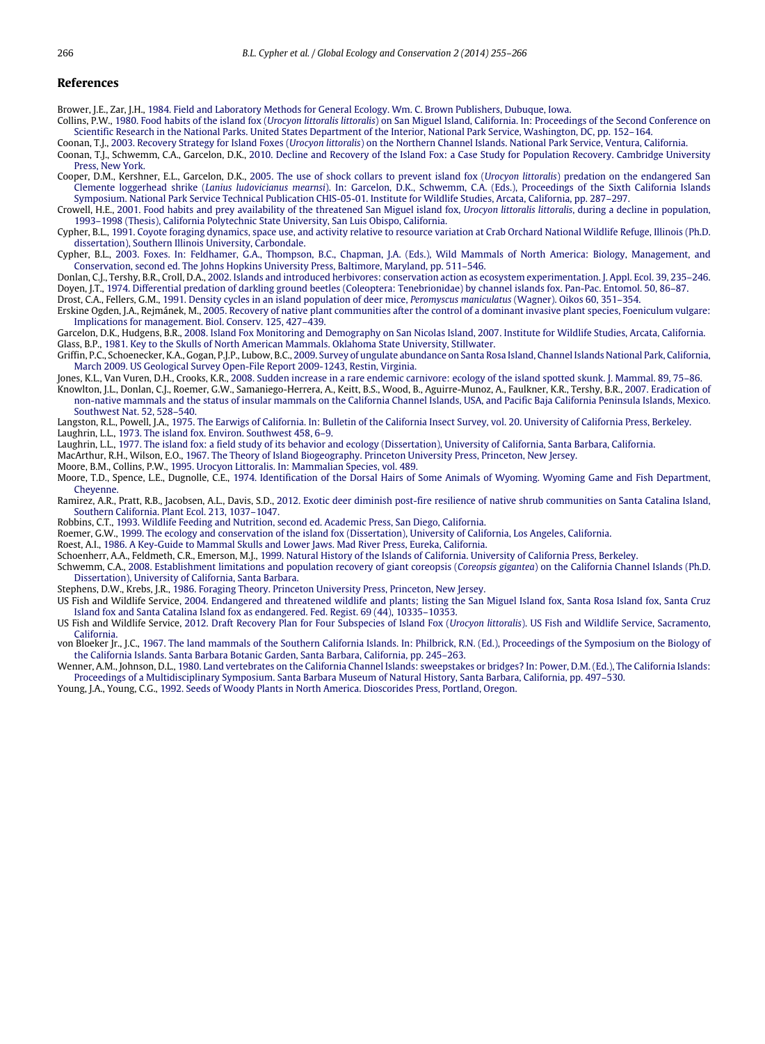## References

Brower, J.E., Zar, J.H., 1984. Field and Laboratory Methods for General Ecology. Wm. C. Brown Publishers, Dubuque, Iowa.

Collins, P.W., 1980. Food habits of the island fox (*Urocyon littoralis littoralis*) on San Miguel Island, California. In: Proceedings of the Second Conference on Scientific Research in the National Parks. United States Department of the Interior, National Park Service, Washington, DC, pp. 152–164.

Coonan, T.J., 2003. Recovery Strategy for Island Foxes (*Urocyon littoralis*) on the Northern Channel Islands. National Park Service, Ventura, California.

Coonan, T.J., Schwemm, C.A., Garcelon, D.K., 2010. Decline and Recovery of the Island Fox: a Case Study for Population Recovery. Cambridge University Press, New York.

Cooper, D.M., Kershner, E.L., Garcelon, D.K., 2005. The use of shock collars to prevent island fox (*Urocyon littoralis*) predation on the endangered San Clemente loggerhead shrike (*Lanius ludovicianus mearnsi*). In: Garcelon, D.K., Schwemm, C.A. (Eds.), Proceedings of the Sixth California Islands Symposium. National Park Service Technical Publication CHIS-05-01. Institute for Wildlife Studies, Arcata, California, pp. 287–297.

Crowell, H.E., 2001. Food habits and prey availability of the threatened San Miguel island fox, *Urocyon littoralis littoralis*, during a decline in population, 1993–1998 (Thesis), California Polytechnic State University, San Luis Obispo, California.

Cypher, B.L., 1991. Coyote foraging dynamics, space use, and activity relative to resource variation at Crab Orchard National Wildlife Refuge, Illinois (Ph.D. dissertation), Southern Illinois University, Carbondale.

Cypher, B.L., 2003. Foxes. In: Feldhamer, G.A., Thompson, B.C., Chapman, J.A. (Eds.), Wild Mammals of North America: Biology, Management, and Conservation, second ed. The Johns Hopkins University Press, Baltimore, Maryland, pp. 511–546.

Donlan, C.J., Tershy, B.R., Croll, D.A., 2002. Islands and introduced herbivores: conservation action as ecosystem experimentation. J. Appl. Ecol. 39, 235–246.

Doyen, J.T., 1974. Differential predation of darkling ground beetles (Coleoptera: Tenebrionidae) by channel islands fox. Pan-Pac. Entomol. 50, 86–87.

Drost, C.A., Fellers, G.M., 1991. Density cycles in an island population of deer mice, *Peromyscus maniculatus* (Wagner). Oikos 60, 351–354.

Erskine Ogden, J.A., Rejmánek, M., 2005. Recovery of native plant communities after the control of a dominant invasive plant species, Foeniculum vulgare: Implications for management. Biol. Conserv. 125, 427–439.

Garcelon, D.K., Hudgens, B.R., 2008. Island Fox Monitoring and Demography on San Nicolas Island, 2007. Institute for Wildlife Studies, Arcata, California.

Glass, B.P., 1981. Key to the Skulls of North American Mammals. Oklahoma State University, Stillwater.

Griffin, P.C., Schoenecker, K.A., Gogan, P.J.P., Lubow, B.C., 2009. Survey of ungulate abundance on Santa Rosa Island, Channel Islands National Park, California, March 2009. US Geological Survey Open-File Report 2009-1243, Restin, Virginia.

Jones, K.L., Van Vuren, D.H., Crooks, K.R., 2008. Sudden increase in a rare endemic carnivore: ecology of the island spotted skunk. J. Mammal. 89, 75–86.

Knowlton, J.L., Donlan, C.J., Roemer, G.W., Samaniego-Herrera, A., Keitt, B.S., Wood, B., Aguirre-Munoz, A., Faulkner, K.R., Tershy, B.R., 2007. Eradication of non-native mammals and the status of insular mammals on the California Channel Islands, USA, and Pacific Baja California Peninsula Islands, Mexico. Southwest Nat. 52, 528–540.

Langston, R.L., Powell, J.A., 1975. The Earwigs of California. In: Bulletin of the California Insect Survey, vol. 20. University of California Press, Berkeley.

Laughrin, L.L., 1973. The island fox. Environ. Southwest 458, 6–9.

Laughrin, L.L., 1977. The island fox: a field study of its behavior and ecology (Dissertation), University of California, Santa Barbara, California.

MacArthur, R.H., Wilson, E.O., 1967. The Theory of Island Biogeography. Princeton University Press, Princeton, New Jersey.

Moore, B.M., Collins, P.W., 1995. Urocyon Littoralis. In: Mammalian Species, vol. 489.

Moore, T.D., Spence, L.E., Dugnolle, C.E., 1974. Identification of the Dorsal Hairs of Some Animals of Wyoming. Wyoming Game and Fish Department, Cheyenne.

Ramirez, A.R., Pratt, R.B., Jacobsen, A.L., Davis, S.D., 2012. Exotic deer diminish post-fire resilience of native shrub communities on Santa Catalina Island, Southern California. Plant Ecol. 213, 1037–1047.

Robbins, C.T., 1993. Wildlife Feeding and Nutrition, second ed. Academic Press, San Diego, California.

Roemer, G.W., 1999. The ecology and conservation of the island fox (Dissertation), University of California, Los Angeles, California.

Roest, A.I., 1986. A Key-Guide to Mammal Skulls and Lower Jaws. Mad River Press, Eureka, California.

Schoenherr, A.A., Feldmeth, C.R., Emerson, M.J., 1999. Natural History of the Islands of California. University of California Press, Berkeley.

Schwemm, C.A., 2008. Establishment limitations and population recovery of giant coreopsis (*Coreopsis gigantea*) on the California Channel Islands (Ph.D. Dissertation), University of California, Santa Barbara.

Stephens, D.W., Krebs, J.R., 1986. Foraging Theory. Princeton University Press, Princeton, New Jersey.

US Fish and Wildlife Service, 2004. Endangered and threatened wildlife and plants; listing the San Miguel Island fox, Santa Rosa Island fox, Santa Cruz Island fox and Santa Catalina Island fox as endangered. Fed. Regist. 69 (44), 10335–10353.

US Fish and Wildlife Service, 2012. Draft Recovery Plan for Four Subspecies of Island Fox (*Urocyon littoralis*). US Fish and Wildlife Service, Sacramento, California.

von Bloeker Jr., J.C., 1967. The land mammals of the Southern California Islands. In: Philbrick, R.N. (Ed.), Proceedings of the Symposium on the Biology of the California Islands. Santa Barbara Botanic Garden, Santa Barbara, California, pp. 245–263.

Wenner, A.M., Johnson, D.L., 1980. Land vertebrates on the California Channel Islands: sweepstakes or bridges? In: Power, D.M. (Ed.), The California Islands: Proceedings of a Multidisciplinary Symposium. Santa Barbara Museum of Natural History, Santa Barbara, California, pp. 497–530.

Young, J.A., Young, C.G., 1992. Seeds of Woody Plants in North America. Dioscorides Press, Portland, Oregon.